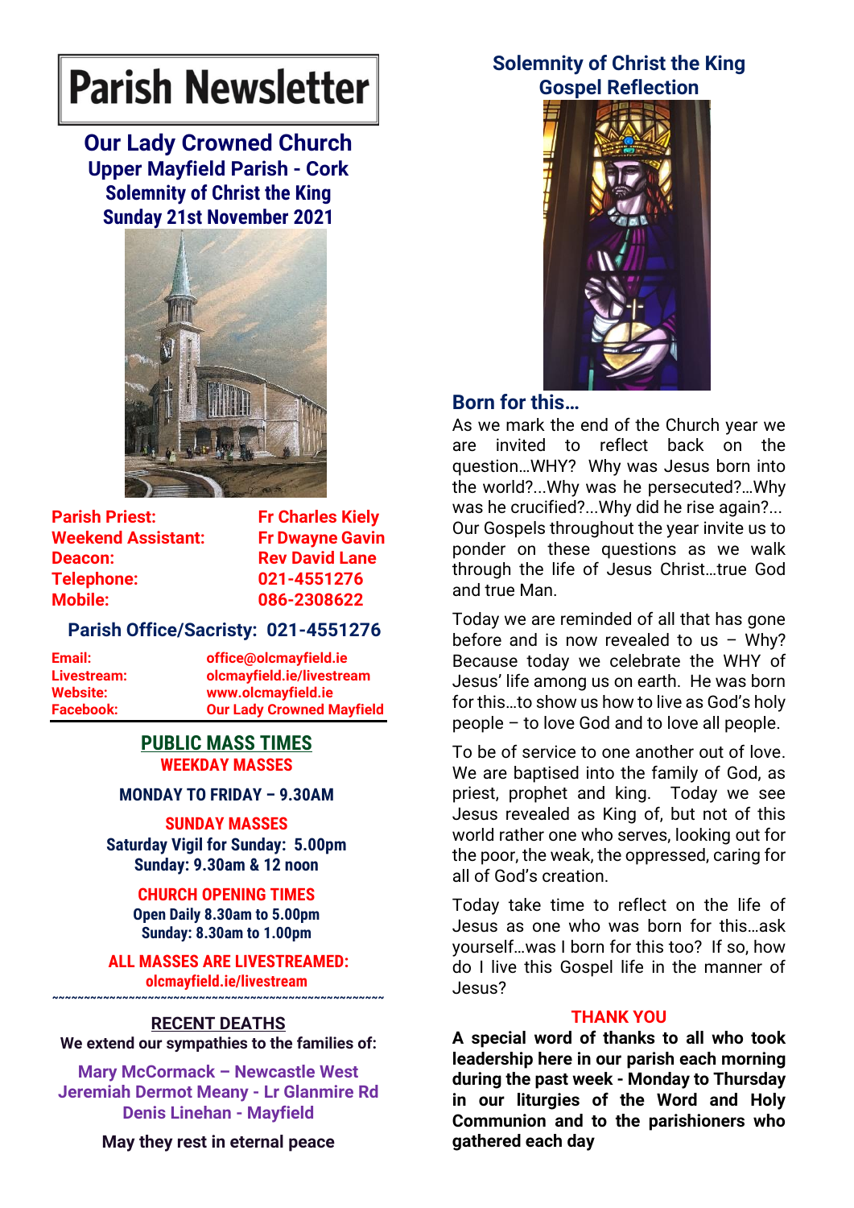# Parish Newsletter

## Our Lady Crowned Church
### Upper Mayfield Parish - Cork
### Solemnity of Christ the King
### Sunday 21st November 2021

| | |
|---|---|
| **Parish Priest:** | **Fr Charles Kiely** |
| **Weekend Assistant:** | **Fr Dwayne Gavin** |
| **Deacon:** | **Rev David Lane** |
| **Telephone:** | **021-4551276** |
| **Mobile:** | **086-2308622** |

**Parish Office/Sacristy: 021-4551276**

| | |
|---|---|
| **Email:** | **office@olcmayfield.ie** |
| **Livestream:** | **olcmayfield.ie/livestream** |
| **Website:** | **www.olcmayfield.ie** |
| **Facebook:** | **Our Lady Crowned Mayfield** |

## PUBLIC MASS TIMES

**WEEKDAY MASSES**

**MONDAY TO FRIDAY – 9.30AM**

**SUNDAY MASSES**

**Saturday Vigil for Sunday: 5.00pm**
**Sunday: 9.30am & 12 noon**

**CHURCH OPENING TIMES**

**Open Daily 8.30am to 5.00pm**
**Sunday: 8.30am to 1.00pm**

**ALL MASSES ARE LIVESTREAMED:**
**olcmayfield.ie/livestream**

~~~~~~~~~~~~~~~~~~~~~~~~~~~~~~~~~~~~~~~~~~~~~~~~~~~~

## RECENT DEATHS

**We extend our sympathies to the families of:**

Mary McCormack – Newcastle West
Jeremiah Dermot Meany - Lr Glanmire Rd
Denis Linehan - Mayfield

**May they rest in eternal peace**

## Solemnity of Christ the King Gospel Reflection

### Born for this…

As we mark the end of the Church year we are invited to reflect back on the question…WHY? Why was Jesus born into the world?...Why was he persecuted?…Why was he crucified?...Why did he rise again?... Our Gospels throughout the year invite us to ponder on these questions as we walk through the life of Jesus Christ…true God and true Man.

Today we are reminded of all that has gone before and is now revealed to us – Why? Because today we celebrate the WHY of Jesus' life among us on earth. He was born for this…to show us how to live as God's holy people – to love God and to love all people.

To be of service to one another out of love. We are baptised into the family of God, as priest, prophet and king. Today we see Jesus revealed as King of, but not of this world rather one who serves, looking out for the poor, the weak, the oppressed, caring for all of God's creation.

Today take time to reflect on the life of Jesus as one who was born for this…ask yourself…was I born for this too? If so, how do I live this Gospel life in the manner of Jesus?

## THANK YOU

**A special word of thanks to all who took leadership here in our parish each morning during the past week - Monday to Thursday in our liturgies of the Word and Holy Communion and to the parishioners who gathered each day**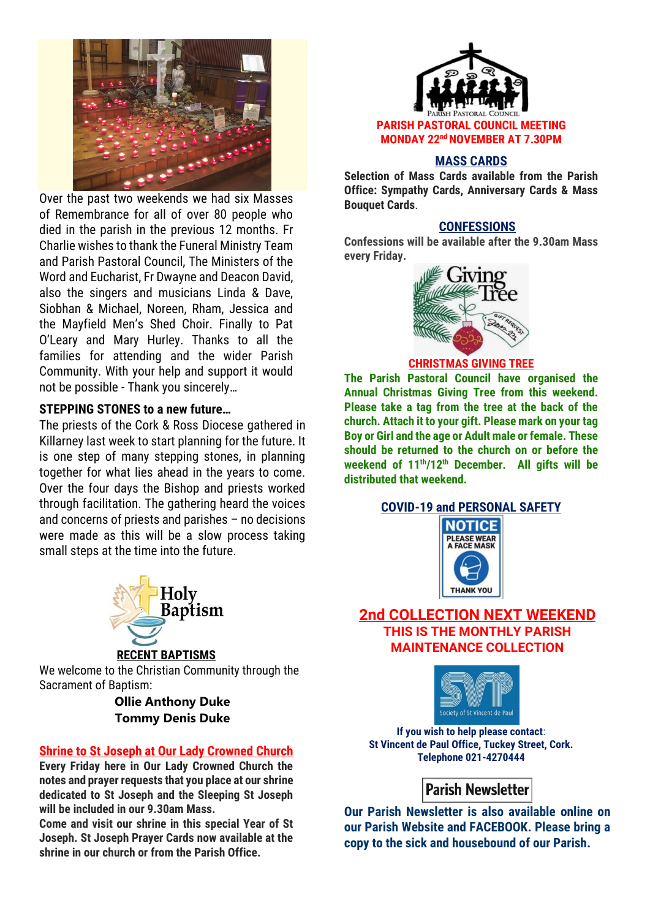Over the past two weekends we had six Masses of Remembrance for all of over 80 people who died in the parish in the previous 12 months. Fr Charlie wishes to thank the Funeral Ministry Team and Parish Pastoral Council, The Ministers of the Word and Eucharist, Fr Dwayne and Deacon David, also the singers and musicians Linda & Dave, Siobhan & Michael, Noreen, Rham, Jessica and the Mayfield Men's Shed Choir. Finally to Pat O'Leary and Mary Hurley. Thanks to all the families for attending and the wider Parish Community. With your help and support it would not be possible - Thank you sincerely…

**STEPPING STONES to a new future…**

The priests of the Cork & Ross Diocese gathered in Killarney last week to start planning for the future. It is one step of many stepping stones, in planning together for what lies ahead in the years to come. Over the four days the Bishop and priests worked through facilitation. The gathering heard the voices and concerns of priests and parishes – no decisions were made as this will be a slow process taking small steps at the time into the future.

Holy Baptism

**RECENT BAPTISMS**

We welcome to the Christian Community through the Sacrament of Baptism:

**Ollie Anthony Duke**
**Tommy Denis Duke**

**Shrine to St Joseph at Our Lady Crowned Church**

**Every Friday here in Our Lady Crowned Church the notes and prayer requests that you place at our shrine dedicated to St Joseph and the Sleeping St Joseph will be included in our 9.30am Mass.**

**Come and visit our shrine in this special Year of St Joseph. St Joseph Prayer Cards now available at the shrine in our church or from the Parish Office.**

PARISH PASTORAL COUNCIL

**PARISH PASTORAL COUNCIL MEETING**
**MONDAY 22nd NOVEMBER AT 7.30PM**

**MASS CARDS**

**Selection of Mass Cards available from the Parish Office: Sympathy Cards, Anniversary Cards & Mass Bouquet Cards.**

**CONFESSIONS**

**Confessions will be available after the 9.30am Mass every Friday.**

Giving Tree

**CHRISTMAS GIVING TREE**

**The Parish Pastoral Council have organised the Annual Christmas Giving Tree from this weekend. Please take a tag from the tree at the back of the church. Attach it to your gift. Please mark on your tag Boy or Girl and the age or Adult male or female. These should be returned to the church on or before the weekend of 11th/12th December. All gifts will be distributed that weekend.**

**COVID-19 and PERSONAL SAFETY**

NOTICE
PLEASE WEAR A FACE MASK
THANK YOU

**2nd COLLECTION NEXT WEEKEND**
**THIS IS THE MONTHLY PARISH MAINTENANCE COLLECTION**

SVP
Society of St Vincent de Paul

**If you wish to help please contact:**
**St Vincent de Paul Office, Tuckey Street, Cork.**
**Telephone 021-4270444**

**Parish Newsletter**

**Our Parish Newsletter is also available online on our Parish Website and FACEBOOK. Please bring a copy to the sick and housebound of our Parish.**